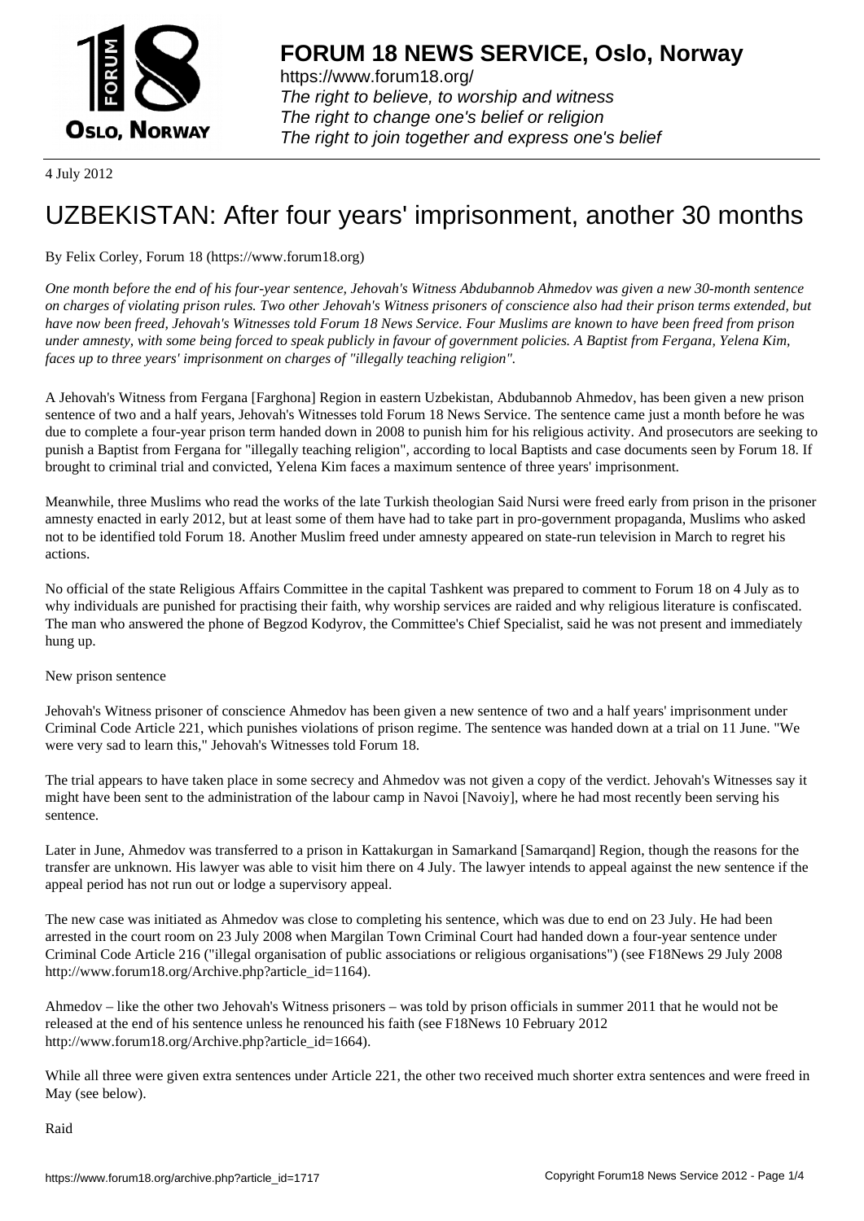# FORUM 18 NEWS SERVICE, Oslo, Norway

https://www.forum18.org/
*The right to believe, to worship and witness*
*The right to change one's belief or religion*
*The right to join together and express one's belief*

4 July 2012

# UZBEKISTAN: After four years' imprisonment, another 30 months

By Felix Corley, Forum 18 (https://www.forum18.org)

*One month before the end of his four-year sentence, Jehovah's Witness Abdubannob Ahmedov was given a new 30-month sentence on charges of violating prison rules. Two other Jehovah's Witness prisoners of conscience also had their prison terms extended, but have now been freed, Jehovah's Witnesses told Forum 18 News Service. Four Muslims are known to have been freed from prison under amnesty, with some being forced to speak publicly in favour of government policies. A Baptist from Fergana, Yelena Kim, faces up to three years' imprisonment on charges of "illegally teaching religion".*

A Jehovah's Witness from Fergana [Farghona] Region in eastern Uzbekistan, Abdubannob Ahmedov, has been given a new prison sentence of two and a half years, Jehovah's Witnesses told Forum 18 News Service. The sentence came just a month before he was due to complete a four-year prison term handed down in 2008 to punish him for his religious activity. And prosecutors are seeking to punish a Baptist from Fergana for "illegally teaching religion", according to local Baptists and case documents seen by Forum 18. If brought to criminal trial and convicted, Yelena Kim faces a maximum sentence of three years' imprisonment.

Meanwhile, three Muslims who read the works of the late Turkish theologian Said Nursi were freed early from prison in the prisoner amnesty enacted in early 2012, but at least some of them have had to take part in pro-government propaganda, Muslims who asked not to be identified told Forum 18. Another Muslim freed under amnesty appeared on state-run television in March to regret his actions.

No official of the state Religious Affairs Committee in the capital Tashkent was prepared to comment to Forum 18 on 4 July as to why individuals are punished for practising their faith, why worship services are raided and why religious literature is confiscated. The man who answered the phone of Begzod Kodyrov, the Committee's Chief Specialist, said he was not present and immediately hung up.

New prison sentence

Jehovah's Witness prisoner of conscience Ahmedov has been given a new sentence of two and a half years' imprisonment under Criminal Code Article 221, which punishes violations of prison regime. The sentence was handed down at a trial on 11 June. "We were very sad to learn this," Jehovah's Witnesses told Forum 18.

The trial appears to have taken place in some secrecy and Ahmedov was not given a copy of the verdict. Jehovah's Witnesses say it might have been sent to the administration of the labour camp in Navoi [Navoiy], where he had most recently been serving his sentence.

Later in June, Ahmedov was transferred to a prison in Kattakurgan in Samarkand [Samarqand] Region, though the reasons for the transfer are unknown. His lawyer was able to visit him there on 4 July. The lawyer intends to appeal against the new sentence if the appeal period has not run out or lodge a supervisory appeal.

The new case was initiated as Ahmedov was close to completing his sentence, which was due to end on 23 July. He had been arrested in the court room on 23 July 2008 when Margilan Town Criminal Court had handed down a four-year sentence under Criminal Code Article 216 ("illegal organisation of public associations or religious organisations") (see F18News 29 July 2008 http://www.forum18.org/Archive.php?article_id=1164).

Ahmedov – like the other two Jehovah's Witness prisoners – was told by prison officials in summer 2011 that he would not be released at the end of his sentence unless he renounced his faith (see F18News 10 February 2012 http://www.forum18.org/Archive.php?article_id=1664).

While all three were given extra sentences under Article 221, the other two received much shorter extra sentences and were freed in May (see below).

Raid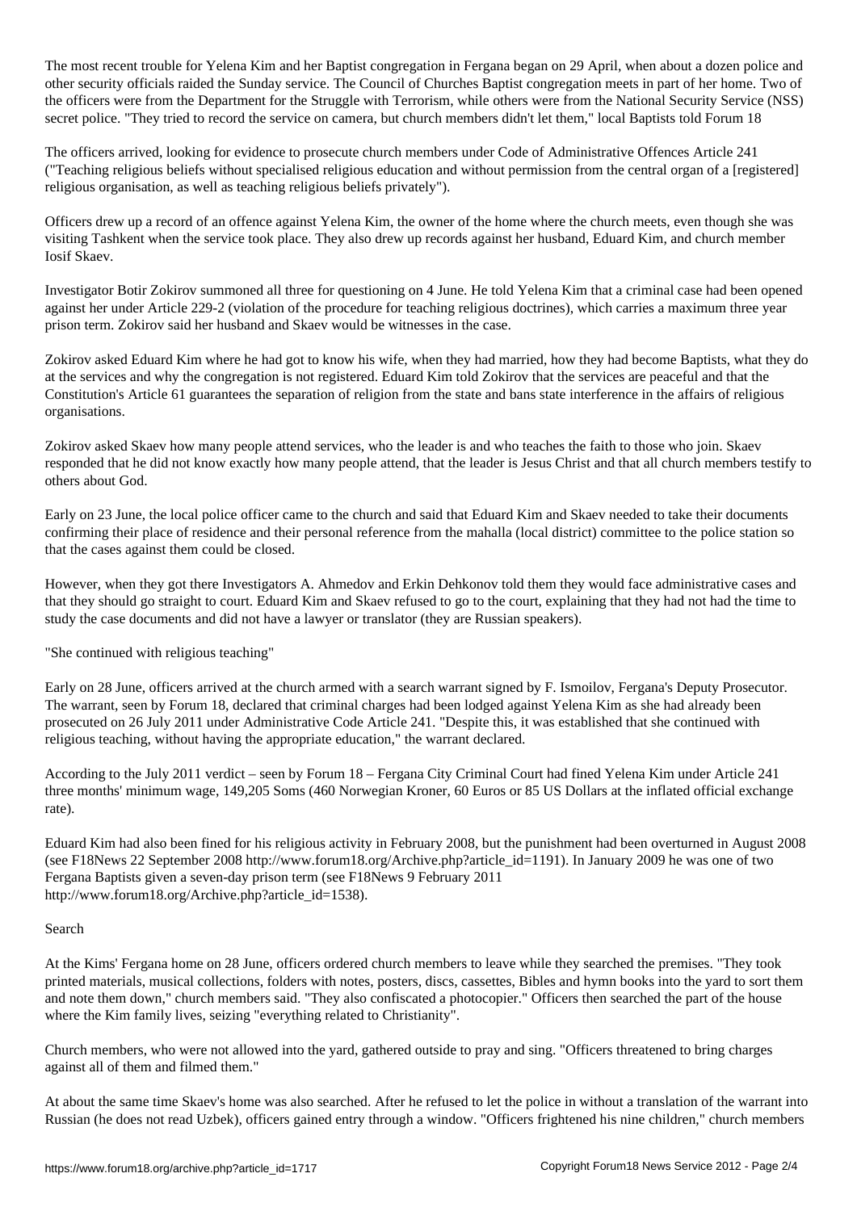The most recent trouble for Yelena Kim and her Baptist congregation in Fergana began on 29 April, when about a dozen police and other security officials raided the Sunday service. The Council of Churches Baptist congregation meets in part of her home. Two of the officers were from the Department for the Struggle with Terrorism, while others were from the National Security Service (NSS) secret police. "They tried to record the service on camera, but church members didn't let them," local Baptists told Forum 18

The officers arrived, looking for evidence to prosecute church members under Code of Administrative Offences Article 241 ("Teaching religious beliefs without specialised religious education and without permission from the central organ of a [registered] religious organisation, as well as teaching religious beliefs privately").

Officers drew up a record of an offence against Yelena Kim, the owner of the home where the church meets, even though she was visiting Tashkent when the service took place. They also drew up records against her husband, Eduard Kim, and church member Iosif Skaev.

Investigator Botir Zokirov summoned all three for questioning on 4 June. He told Yelena Kim that a criminal case had been opened against her under Article 229-2 (violation of the procedure for teaching religious doctrines), which carries a maximum three year prison term. Zokirov said her husband and Skaev would be witnesses in the case.

Zokirov asked Eduard Kim where he had got to know his wife, when they had married, how they had become Baptists, what they do at the services and why the congregation is not registered. Eduard Kim told Zokirov that the services are peaceful and that the Constitution's Article 61 guarantees the separation of religion from the state and bans state interference in the affairs of religious organisations.

Zokirov asked Skaev how many people attend services, who the leader is and who teaches the faith to those who join. Skaev responded that he did not know exactly how many people attend, that the leader is Jesus Christ and that all church members testify to others about God.

Early on 23 June, the local police officer came to the church and said that Eduard Kim and Skaev needed to take their documents confirming their place of residence and their personal reference from the mahalla (local district) committee to the police station so that the cases against them could be closed.

However, when they got there Investigators A. Ahmedov and Erkin Dehkonov told them they would face administrative cases and that they should go straight to court. Eduard Kim and Skaev refused to go to the court, explaining that they had not had the time to study the case documents and did not have a lawyer or translator (they are Russian speakers).

## "She continued with religious teaching"

Early on 28 June, officers arrived at the church armed with a search warrant signed by F. Ismoilov, Fergana's Deputy Prosecutor. The warrant, seen by Forum 18, declared that criminal charges had been lodged against Yelena Kim as she had already been prosecuted on 26 July 2011 under Administrative Code Article 241. "Despite this, it was established that she continued with religious teaching, without having the appropriate education," the warrant declared.

According to the July 2011 verdict – seen by Forum 18 – Fergana City Criminal Court had fined Yelena Kim under Article 241 three months' minimum wage, 149,205 Soms (460 Norwegian Kroner, 60 Euros or 85 US Dollars at the inflated official exchange rate).

Eduard Kim had also been fined for his religious activity in February 2008, but the punishment had been overturned in August 2008 (see F18News 22 September 2008 http://www.forum18.org/Archive.php?article_id=1191). In January 2009 he was one of two Fergana Baptists given a seven-day prison term (see F18News 9 February 2011 http://www.forum18.org/Archive.php?article_id=1538).

## Search

At the Kims' Fergana home on 28 June, officers ordered church members to leave while they searched the premises. "They took printed materials, musical collections, folders with notes, posters, discs, cassettes, Bibles and hymn books into the yard to sort them and note them down," church members said. "They also confiscated a photocopier." Officers then searched the part of the house where the Kim family lives, seizing "everything related to Christianity".

Church members, who were not allowed into the yard, gathered outside to pray and sing. "Officers threatened to bring charges against all of them and filmed them."

At about the same time Skaev's home was also searched. After he refused to let the police in without a translation of the warrant into Russian (he does not read Uzbek), officers gained entry through a window. "Officers frightened his nine children," church members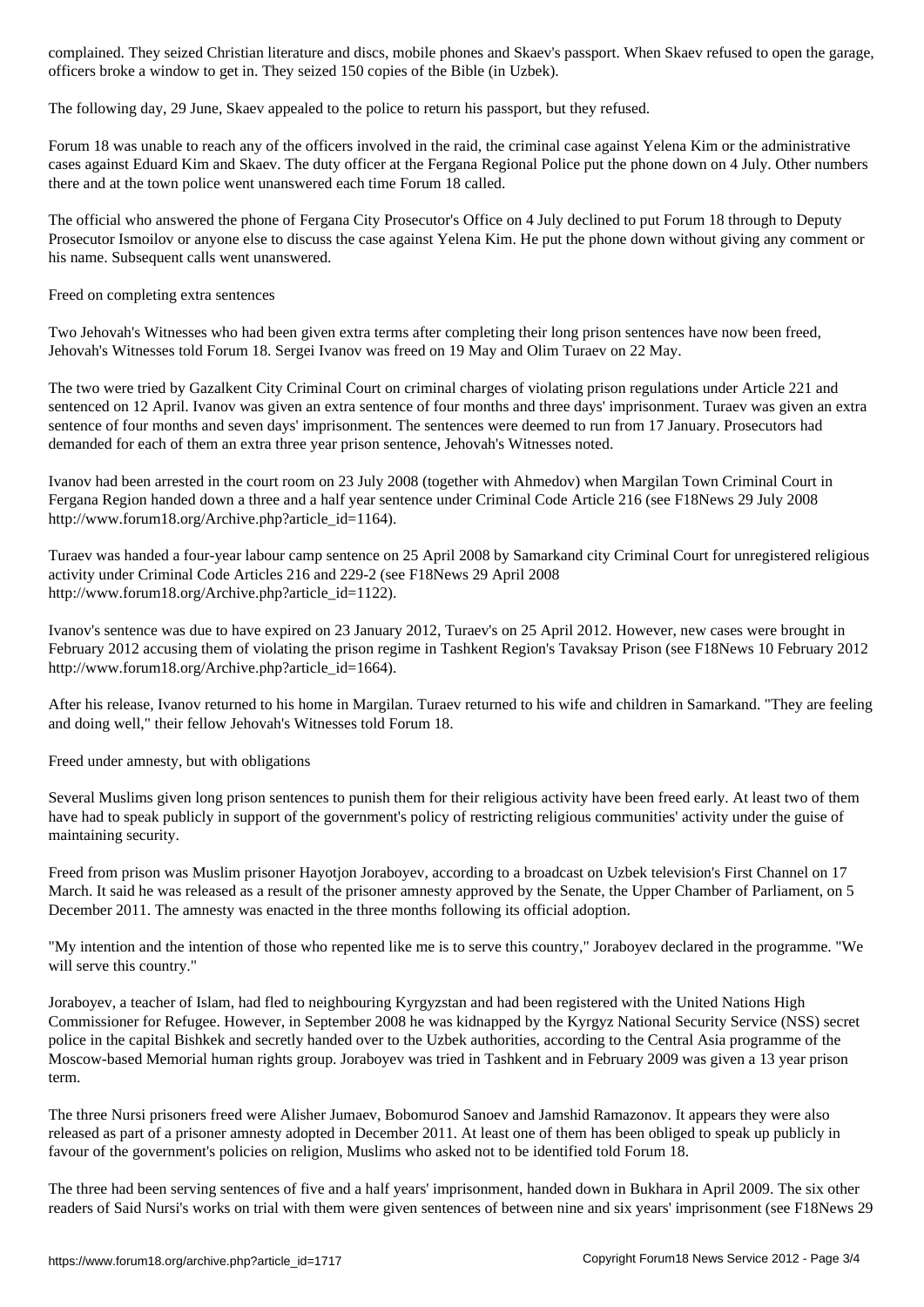complained. They seized Christian literature and discs, mobile phones and Skaev's passport. When Skaev refused to open the garage, officers broke a window to get in. They seized 150 copies of the Bible (in Uzbek).

The following day, 29 June, Skaev appealed to the police to return his passport, but they refused.

Forum 18 was unable to reach any of the officers involved in the raid, the criminal case against Yelena Kim or the administrative cases against Eduard Kim and Skaev. The duty officer at the Fergana Regional Police put the phone down on 4 July. Other numbers there and at the town police went unanswered each time Forum 18 called.

The official who answered the phone of Fergana City Prosecutor's Office on 4 July declined to put Forum 18 through to Deputy Prosecutor Ismoilov or anyone else to discuss the case against Yelena Kim. He put the phone down without giving any comment or his name. Subsequent calls went unanswered.

## Freed on completing extra sentences

Two Jehovah's Witnesses who had been given extra terms after completing their long prison sentences have now been freed, Jehovah's Witnesses told Forum 18. Sergei Ivanov was freed on 19 May and Olim Turaev on 22 May.

The two were tried by Gazalkent City Criminal Court on criminal charges of violating prison regulations under Article 221 and sentenced on 12 April. Ivanov was given an extra sentence of four months and three days' imprisonment. Turaev was given an extra sentence of four months and seven days' imprisonment. The sentences were deemed to run from 17 January. Prosecutors had demanded for each of them an extra three year prison sentence, Jehovah's Witnesses noted.

Ivanov had been arrested in the court room on 23 July 2008 (together with Ahmedov) when Margilan Town Criminal Court in Fergana Region handed down a three and a half year sentence under Criminal Code Article 216 (see F18News 29 July 2008 http://www.forum18.org/Archive.php?article_id=1164).

Turaev was handed a four-year labour camp sentence on 25 April 2008 by Samarkand city Criminal Court for unregistered religious activity under Criminal Code Articles 216 and 229-2 (see F18News 29 April 2008 http://www.forum18.org/Archive.php?article_id=1122).

Ivanov's sentence was due to have expired on 23 January 2012, Turaev's on 25 April 2012. However, new cases were brought in February 2012 accusing them of violating the prison regime in Tashkent Region's Tavaksay Prison (see F18News 10 February 2012 http://www.forum18.org/Archive.php?article_id=1664).

After his release, Ivanov returned to his home in Margilan. Turaev returned to his wife and children in Samarkand. "They are feeling and doing well," their fellow Jehovah's Witnesses told Forum 18.

## Freed under amnesty, but with obligations

Several Muslims given long prison sentences to punish them for their religious activity have been freed early. At least two of them have had to speak publicly in support of the government's policy of restricting religious communities' activity under the guise of maintaining security.

Freed from prison was Muslim prisoner Hayotjon Joraboyev, according to a broadcast on Uzbek television's First Channel on 17 March. It said he was released as a result of the prisoner amnesty approved by the Senate, the Upper Chamber of Parliament, on 5 December 2011. The amnesty was enacted in the three months following its official adoption.

"My intention and the intention of those who repented like me is to serve this country," Joraboyev declared in the programme. "We will serve this country."

Joraboyev, a teacher of Islam, had fled to neighbouring Kyrgyzstan and had been registered with the United Nations High Commissioner for Refugee. However, in September 2008 he was kidnapped by the Kyrgyz National Security Service (NSS) secret police in the capital Bishkek and secretly handed over to the Uzbek authorities, according to the Central Asia programme of the Moscow-based Memorial human rights group. Joraboyev was tried in Tashkent and in February 2009 was given a 13 year prison term.

The three Nursi prisoners freed were Alisher Jumaev, Bobomurod Sanoev and Jamshid Ramazonov. It appears they were also released as part of a prisoner amnesty adopted in December 2011. At least one of them has been obliged to speak up publicly in favour of the government's policies on religion, Muslims who asked not to be identified told Forum 18.

The three had been serving sentences of five and a half years' imprisonment, handed down in Bukhara in April 2009. The six other readers of Said Nursi's works on trial with them were given sentences of between nine and six years' imprisonment (see F18News 29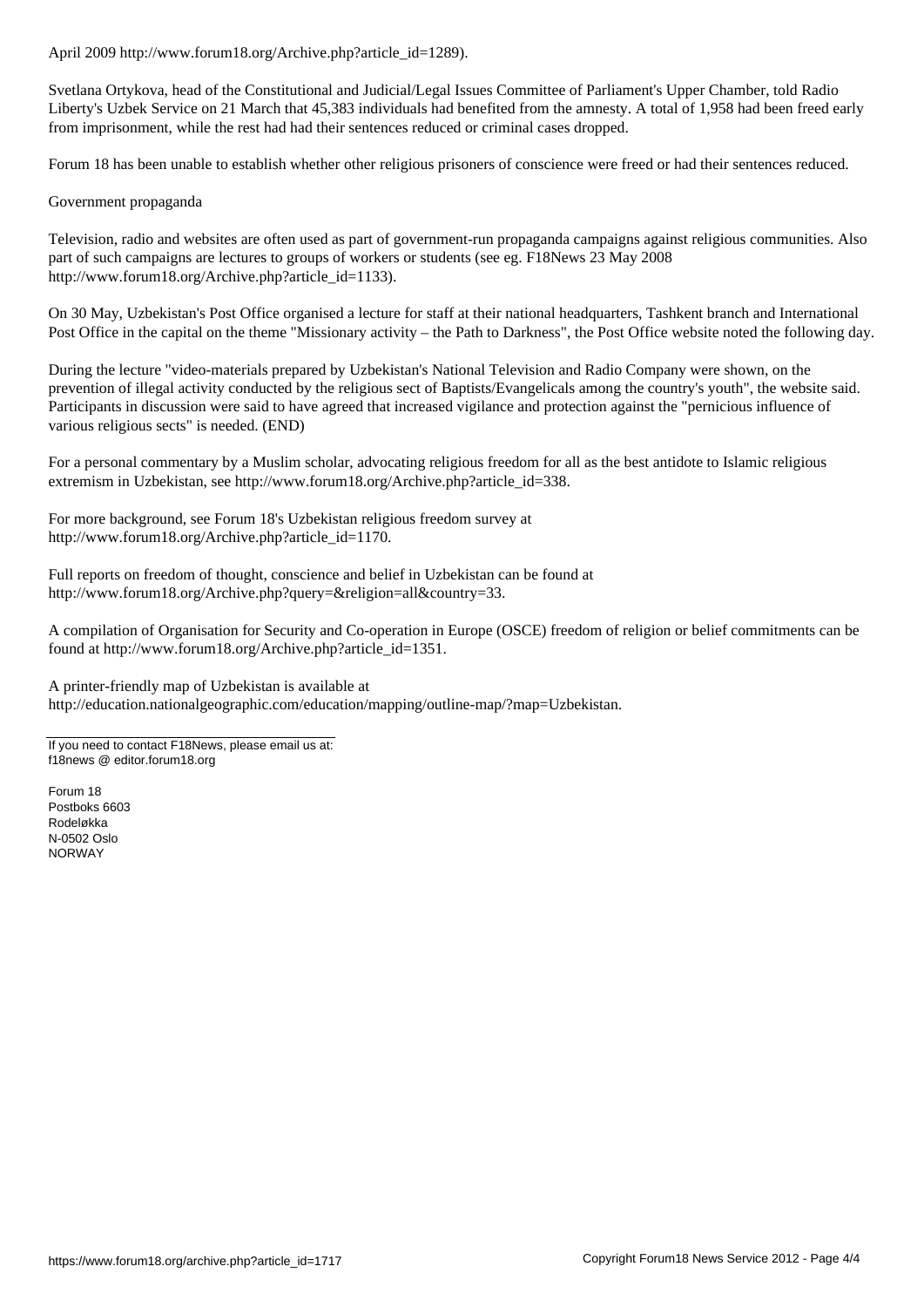April 2009 http://www.forum18.org/Archive.php?article_id=1289).

Svetlana Ortykova, head of the Constitutional and Judicial/Legal Issues Committee of Parliament's Upper Chamber, told Radio Liberty's Uzbek Service on 21 March that 45,383 individuals had benefited from the amnesty. A total of 1,958 had been freed early from imprisonment, while the rest had had their sentences reduced or criminal cases dropped.

Forum 18 has been unable to establish whether other religious prisoners of conscience were freed or had their sentences reduced.

Government propaganda

Television, radio and websites are often used as part of government-run propaganda campaigns against religious communities. Also part of such campaigns are lectures to groups of workers or students (see eg. F18News 23 May 2008 http://www.forum18.org/Archive.php?article_id=1133).

On 30 May, Uzbekistan's Post Office organised a lecture for staff at their national headquarters, Tashkent branch and International Post Office in the capital on the theme "Missionary activity – the Path to Darkness", the Post Office website noted the following day.

During the lecture "video-materials prepared by Uzbekistan's National Television and Radio Company were shown, on the prevention of illegal activity conducted by the religious sect of Baptists/Evangelicals among the country's youth", the website said. Participants in discussion were said to have agreed that increased vigilance and protection against the "pernicious influence of various religious sects" is needed. (END)

For a personal commentary by a Muslim scholar, advocating religious freedom for all as the best antidote to Islamic religious extremism in Uzbekistan, see http://www.forum18.org/Archive.php?article_id=338.

For more background, see Forum 18's Uzbekistan religious freedom survey at http://www.forum18.org/Archive.php?article_id=1170.

Full reports on freedom of thought, conscience and belief in Uzbekistan can be found at http://www.forum18.org/Archive.php?query=&religion=all&country=33.

A compilation of Organisation for Security and Co-operation in Europe (OSCE) freedom of religion or belief commitments can be found at http://www.forum18.org/Archive.php?article_id=1351.

A printer-friendly map of Uzbekistan is available at http://education.nationalgeographic.com/education/mapping/outline-map/?map=Uzbekistan.

---

If you need to contact F18News, please email us at:
f18news @ editor.forum18.org

Forum 18
Postboks 6603
Rodeløkka
N-0502 Oslo
NORWAY